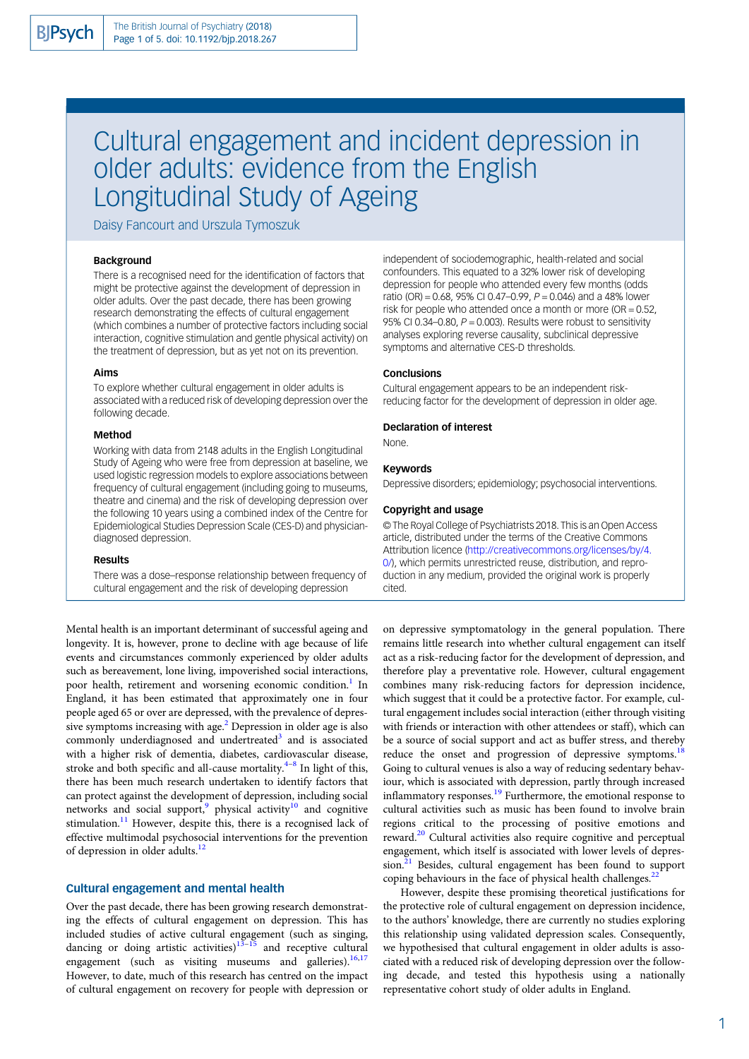# Cultural engagement and incident depression in older adults: evidence from the English Longitudinal Study of Ageing

Daisy Fancourt and Urszula Tymoszuk

### Background

There is a recognised need for the identification of factors that might be protective against the development of depression in older adults. Over the past decade, there has been growing research demonstrating the effects of cultural engagement (which combines a number of protective factors including social interaction, cognitive stimulation and gentle physical activity) on the treatment of depression, but as yet not on its prevention.

### Aims

To explore whether cultural engagement in older adults is associated with a reduced risk of developing depression over the following decade.

### Method

Working with data from 2148 adults in the English Longitudinal Study of Ageing who were free from depression at baseline, we used logistic regression models to explore associations between frequency of cultural engagement (including going to museums, theatre and cinema) and the risk of developing depression over the following 10 years using a combined index of the Centre for Epidemiological Studies Depression Scale (CES-D) and physician-diagnosed depression.

### Results

There was a dose–response relationship between frequency of cultural engagement and the risk of developing depression independent of sociodemographic, health-related and social confounders. This equated to a 32% lower risk of developing depression for people who attended every few months (odds ratio (OR) = 0.68, 95% CI 0.47–0.99, *P* = 0.046) and a 48% lower risk for people who attended once a month or more (OR = 0.52, 95% CI 0.34–0.80, *P* = 0.003). Results were robust to sensitivity analyses exploring reverse causality, subclinical depressive symptoms and alternative CES-D thresholds.

### Conclusions

Cultural engagement appears to be an independent risk-reducing factor for the development of depression in older age.

### Declaration of interest

None.

### Keywords

Depressive disorders; epidemiology; psychosocial interventions.

### Copyright and usage

© The Royal College of Psychiatrists 2018. This is an Open Access article, distributed under the terms of the Creative Commons Attribution licence (http://creativecommons.org/licenses/by/4.0/), which permits unrestricted reuse, distribution, and reproduction in any medium, provided the original work is properly cited.

Mental health is an important determinant of successful ageing and longevity. It is, however, prone to decline with age because of life events and circumstances commonly experienced by older adults such as bereavement, lone living, impoverished social interactions, poor health, retirement and worsening economic condition.[1] In England, it has been estimated that approximately one in four people aged 65 or over are depressed, with the prevalence of depressive symptoms increasing with age.[2] Depression in older age is also commonly underdiagnosed and undertreated[3] and is associated with a higher risk of dementia, diabetes, cardiovascular disease, stroke and both specific and all-cause mortality.[4–8] In light of this, there has been much research undertaken to identify factors that can protect against the development of depression, including social networks and social support,[9] physical activity[10] and cognitive stimulation.[11] However, despite this, there is a recognised lack of effective multimodal psychosocial interventions for the prevention of depression in older adults.[12]

## Cultural engagement and mental health

Over the past decade, there has been growing research demonstrating the effects of cultural engagement on depression. This has included studies of active cultural engagement (such as singing, dancing or doing artistic activities)[13–15] and receptive cultural engagement (such as visiting museums and galleries).[16,17] However, to date, much of this research has centred on the impact of cultural engagement on recovery for people with depression or on depressive symptomatology in the general population. There remains little research into whether cultural engagement can itself act as a risk-reducing factor for the development of depression, and therefore play a preventative role. However, cultural engagement combines many risk-reducing factors for depression incidence, which suggest that it could be a protective factor. For example, cultural engagement includes social interaction (either through visiting with friends or interaction with other attendees or staff), which can be a source of social support and act as buffer stress, and thereby reduce the onset and progression of depressive symptoms.[18] Going to cultural venues is also a way of reducing sedentary behaviour, which is associated with depression, partly through increased inflammatory responses.[19] Furthermore, the emotional response to cultural activities such as music has been found to involve brain regions critical to the processing of positive emotions and reward.[20] Cultural activities also require cognitive and perceptual engagement, which itself is associated with lower levels of depression.[21] Besides, cultural engagement has been found to support coping behaviours in the face of physical health challenges.[22]

However, despite these promising theoretical justifications for the protective role of cultural engagement on depression incidence, to the authors' knowledge, there are currently no studies exploring this relationship using validated depression scales. Consequently, we hypothesised that cultural engagement in older adults is associated with a reduced risk of developing depression over the following decade, and tested this hypothesis using a nationally representative cohort study of older adults in England.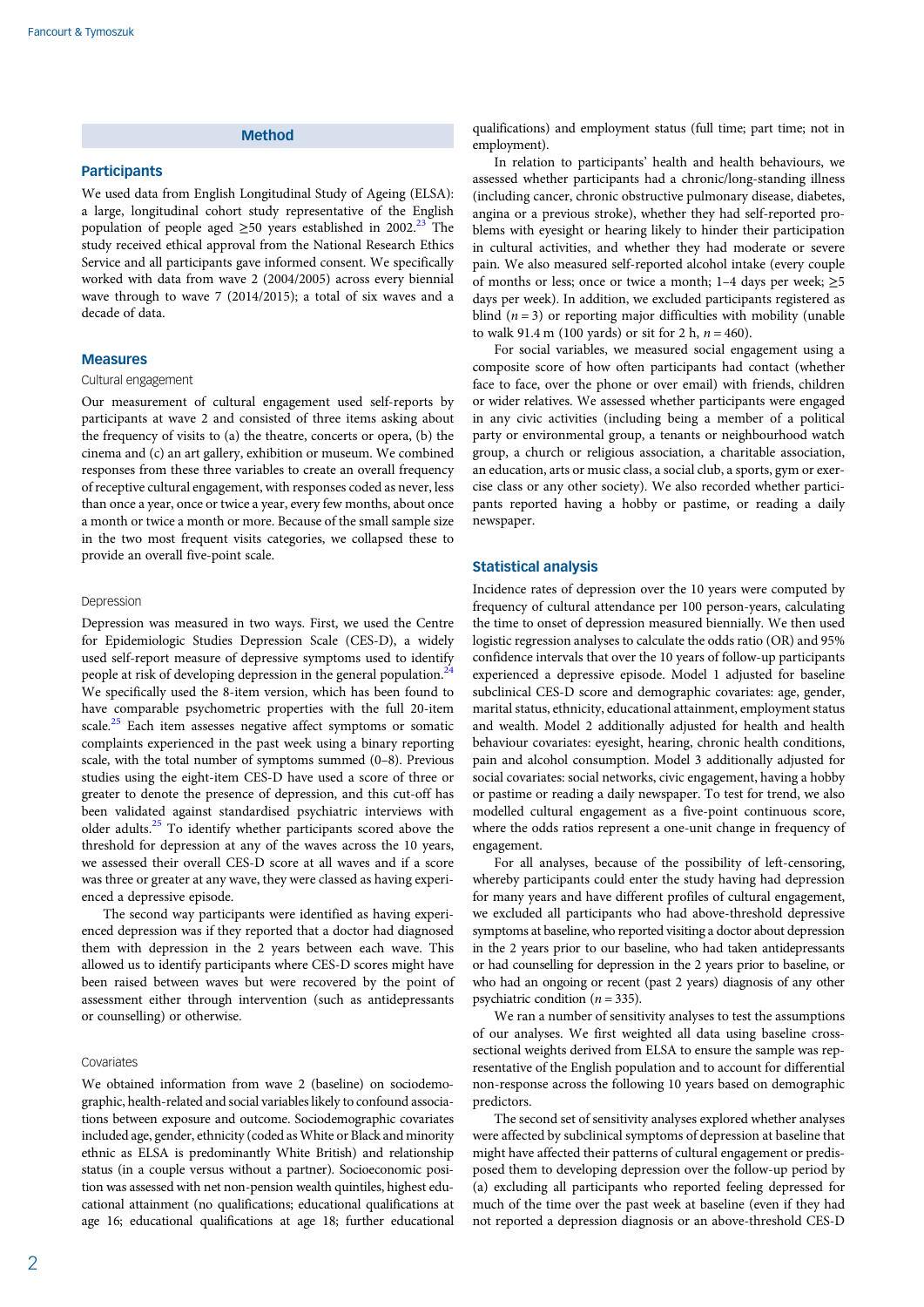## Method

### Participants

We used data from English Longitudinal Study of Ageing (ELSA): a large, longitudinal cohort study representative of the English population of people aged ≥50 years established in 2002.[23] The study received ethical approval from the National Research Ethics Service and all participants gave informed consent. We specifically worked with data from wave 2 (2004/2005) across every biennial wave through to wave 7 (2014/2015); a total of six waves and a decade of data.

### Measures

#### Cultural engagement

Our measurement of cultural engagement used self-reports by participants at wave 2 and consisted of three items asking about the frequency of visits to (a) the theatre, concerts or opera, (b) the cinema and (c) an art gallery, exhibition or museum. We combined responses from these three variables to create an overall frequency of receptive cultural engagement, with responses coded as never, less than once a year, once or twice a year, every few months, about once a month or twice a month or more. Because of the small sample size in the two most frequent visits categories, we collapsed these to provide an overall five-point scale.

#### Depression

Depression was measured in two ways. First, we used the Centre for Epidemiologic Studies Depression Scale (CES-D), a widely used self-report measure of depressive symptoms used to identify people at risk of developing depression in the general population.[24] We specifically used the 8-item version, which has been found to have comparable psychometric properties with the full 20-item scale.[25] Each item assesses negative affect symptoms or somatic complaints experienced in the past week using a binary reporting scale, with the total number of symptoms summed (0–8). Previous studies using the eight-item CES-D have used a score of three or greater to denote the presence of depression, and this cut-off has been validated against standardised psychiatric interviews with older adults.[25] To identify whether participants scored above the threshold for depression at any of the waves across the 10 years, we assessed their overall CES-D score at all waves and if a score was three or greater at any wave, they were classed as having experienced a depressive episode.

The second way participants were identified as having experienced depression was if they reported that a doctor had diagnosed them with depression in the 2 years between each wave. This allowed us to identify participants where CES-D scores might have been raised between waves but were recovered by the point of assessment either through intervention (such as antidepressants or counselling) or otherwise.

#### Covariates

We obtained information from wave 2 (baseline) on sociodemographic, health-related and social variables likely to confound associations between exposure and outcome. Sociodemographic covariates included age, gender, ethnicity (coded as White or Black and minority ethnic as ELSA is predominantly White British) and relationship status (in a couple versus without a partner). Socioeconomic position was assessed with net non-pension wealth quintiles, highest educational attainment (no qualifications; educational qualifications at age 16; educational qualifications at age 18; further educational qualifications) and employment status (full time; part time; not in employment).

In relation to participants' health and health behaviours, we assessed whether participants had a chronic/long-standing illness (including cancer, chronic obstructive pulmonary disease, diabetes, angina or a previous stroke), whether they had self-reported problems with eyesight or hearing likely to hinder their participation in cultural activities, and whether they had moderate or severe pain. We also measured self-reported alcohol intake (every couple of months or less; once or twice a month; 1–4 days per week; ≥5 days per week). In addition, we excluded participants registered as blind ($n = 3$) or reporting major difficulties with mobility (unable to walk 91.4 m (100 yards) or sit for 2 h, $n = 460$).

For social variables, we measured social engagement using a composite score of how often participants had contact (whether face to face, over the phone or over email) with friends, children or wider relatives. We assessed whether participants were engaged in any civic activities (including being a member of a political party or environmental group, a tenants or neighbourhood watch group, a church or religious association, a charitable association, an education, arts or music class, a social club, a sports, gym or exercise class or any other society). We also recorded whether participants reported having a hobby or pastime, or reading a daily newspaper.

### Statistical analysis

Incidence rates of depression over the 10 years were computed by frequency of cultural attendance per 100 person-years, calculating the time to onset of depression measured biennially. We then used logistic regression analyses to calculate the odds ratio (OR) and 95% confidence intervals that over the 10 years of follow-up participants experienced a depressive episode. Model 1 adjusted for baseline subclinical CES-D score and demographic covariates: age, gender, marital status, ethnicity, educational attainment, employment status and wealth. Model 2 additionally adjusted for health and health behaviour covariates: eyesight, hearing, chronic health conditions, pain and alcohol consumption. Model 3 additionally adjusted for social covariates: social networks, civic engagement, having a hobby or pastime or reading a daily newspaper. To test for trend, we also modelled cultural engagement as a five-point continuous score, where the odds ratios represent a one-unit change in frequency of engagement.

For all analyses, because of the possibility of left-censoring, whereby participants could enter the study having had depression for many years and have different profiles of cultural engagement, we excluded all participants who had above-threshold depressive symptoms at baseline, who reported visiting a doctor about depression in the 2 years prior to our baseline, who had taken antidepressants or had counselling for depression in the 2 years prior to baseline, or who had an ongoing or recent (past 2 years) diagnosis of any other psychiatric condition ($n = 335$).

We ran a number of sensitivity analyses to test the assumptions of our analyses. We first weighted all data using baseline cross-sectional weights derived from ELSA to ensure the sample was representative of the English population and to account for differential non-response across the following 10 years based on demographic predictors.

The second set of sensitivity analyses explored whether analyses were affected by subclinical symptoms of depression at baseline that might have affected their patterns of cultural engagement or predisposed them to developing depression over the follow-up period by (a) excluding all participants who reported feeling depressed for much of the time over the past week at baseline (even if they had not reported a depression diagnosis or an above-threshold CES-D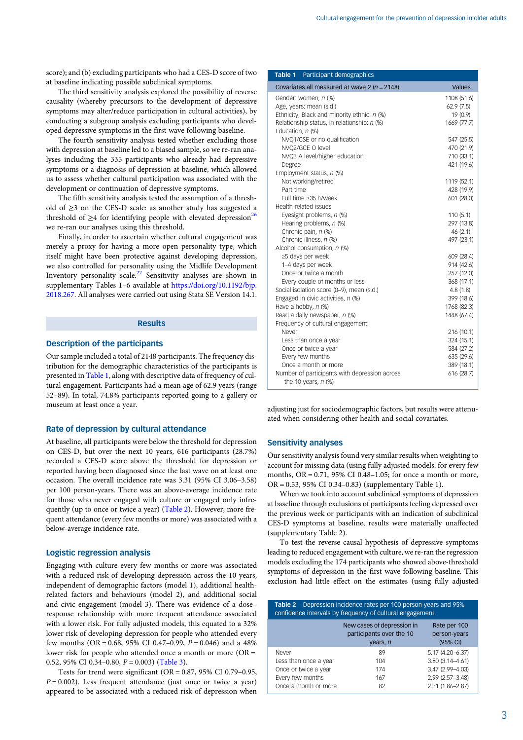score); and (b) excluding participants who had a CES-D score of two at baseline indicating possible subclinical symptoms.

The third sensitivity analysis explored the possibility of reverse causality (whereby precursors to the development of depressive symptoms may alter/reduce participation in cultural activities), by conducting a subgroup analysis excluding participants who developed depressive symptoms in the first wave following baseline.

The fourth sensitivity analysis tested whether excluding those with depression at baseline led to a biased sample, so we re-ran analyses including the 335 participants who already had depressive symptoms or a diagnosis of depression at baseline, which allowed us to assess whether cultural participation was associated with the development or continuation of depressive symptoms.

The fifth sensitivity analysis tested the assumption of a threshold of ≥3 on the CES-D scale: as another study has suggested a threshold of ≥4 for identifying people with elevated depression[26] we re-ran our analyses using this threshold.

Finally, in order to ascertain whether cultural engagement was merely a proxy for having a more open personality type, which itself might have been protective against developing depression, we also controlled for personality using the Midlife Development Inventory personality scale.[27] Sensitivity analyses are shown in supplementary Tables 1–6 available at https://doi.org/10.1192/bjp.2018.267. All analyses were carried out using Stata SE Version 14.1.

## Results

### Description of the participants

Our sample included a total of 2148 participants. The frequency distribution for the demographic characteristics of the participants is presented in Table 1, along with descriptive data of frequency of cultural engagement. Participants had a mean age of 62.9 years (range 52–89). In total, 74.8% participants reported going to a gallery or museum at least once a year.

**Table 1** Participant demographics

| Covariates all measured at wave 2 (n = 2148) | Values |
|---|---|
| Gender: women, n (%) | 1108 (51.6) |
| Age, years: mean (s.d.) | 62.9 (7.5) |
| Ethnicity, Black and minority ethnic: n (%) | 19 (0.9) |
| Relationship status, in relationship: n (%) | 1669 (77.7) |
| Education, n (%) | |
| NVQ1/CSE or no qualification | 547 (25.5) |
| NVQ2/GCE O level | 470 (21.9) |
| NVQ3 A level/higher education | 710 (33.1) |
| Degree | 421 (19.6) |
| Employment status, n (%) | |
| Not working/retired | 1119 (52.1) |
| Part time | 428 (19.9) |
| Full time ≥35 h/week | 601 (28.0) |
| Health-related issues | |
| Eyesight problems, n (%) | 110 (5.1) |
| Hearing problems, n (%) | 297 (13.8) |
| Chronic pain, n (%) | 46 (2.1) |
| Chronic illness, n (%) | 497 (23.1) |
| Alcohol consumption, n (%) | |
| ≥5 days per week | 609 (28.4) |
| 1–4 days per week | 914 (42.6) |
| Once or twice a month | 257 (12.0) |
| Every couple of months or less | 368 (17.1) |
| Social isolation score (0–9), mean (s.d.) | 4.8 (1.8) |
| Engaged in civic activities, n (%) | 399 (18.6) |
| Have a hobby, n (%) | 1768 (82.3) |
| Read a daily newspaper, n (%) | 1448 (67.4) |
| Frequency of cultural engagement | |
| Never | 216 (10.1) |
| Less than once a year | 324 (15.1) |
| Once or twice a year | 584 (27.2) |
| Every few months | 635 (29.6) |
| Once a month or more | 389 (18.1) |
| Number of participants with depression across the 10 years, n (%) | 616 (28.7) |

### Rate of depression by cultural attendance

At baseline, all participants were below the threshold for depression on CES-D, but over the next 10 years, 616 participants (28.7%) recorded a CES-D score above the threshold for depression or reported having been diagnosed since the last wave on at least one occasion. The overall incidence rate was 3.31 (95% CI 3.06–3.58) per 100 person-years. There was an above-average incidence rate for those who never engaged with culture or engaged only infrequently (up to once or twice a year) (Table 2). However, more frequent attendance (every few months or more) was associated with a below-average incidence rate.

**Table 2** Depression incidence rates per 100 person-years and 95% confidence intervals by frequency of cultural engagement

| | New cases of depression in participants over the 10 years, n | Rate per 100 person-years (95% CI) |
|---|---|---|
| Never | 89 | 5.17 (4.20–6.37) |
| Less than once a year | 104 | 3.80 (3.14–4.61) |
| Once or twice a year | 174 | 3.47 (2.99–4.03) |
| Every few months | 167 | 2.99 (2.57–3.48) |
| Once a month or more | 82 | 2.31 (1.86–2.87) |

### Logistic regression analysis

Engaging with culture every few months or more was associated with a reduced risk of developing depression across the 10 years, independent of demographic factors (model 1), additional health-related factors and behaviours (model 2), and additional social and civic engagement (model 3). There was evidence of a dose–response relationship with more frequent attendance associated with a lower risk. For fully adjusted models, this equated to a 32% lower risk of developing depression for people who attended every few months (OR = 0.68, 95% CI 0.47–0.99, $P = 0.046$) and a 48% lower risk for people who attended once a month or more (OR = 0.52, 95% CI 0.34–0.80, $P = 0.003$) (Table 3).

Tests for trend were significant (OR = 0.87, 95% CI 0.79–0.95, $P = 0.002$). Less frequent attendance (just once or twice a year) appeared to be associated with a reduced risk of depression when adjusting just for sociodemographic factors, but results were attenuated when considering other health and social covariates.

### Sensitivity analyses

Our sensitivity analysis found very similar results when weighting to account for missing data (using fully adjusted models: for every few months, OR = 0.71, 95% CI 0.48–1.05; for once a month or more, OR = 0.53, 95% CI 0.34–0.83) (supplementary Table 1).

When we took into account subclinical symptoms of depression at baseline through exclusions of participants feeling depressed over the previous week or participants with an indication of subclinical CES-D symptoms at baseline, results were materially unaffected (supplementary Table 2).

To test the reverse causal hypothesis of depressive symptoms leading to reduced engagement with culture, we re-ran the regression models excluding the 174 participants who showed above-threshold symptoms of depression in the first wave following baseline. This exclusion had little effect on the estimates (using fully adjusted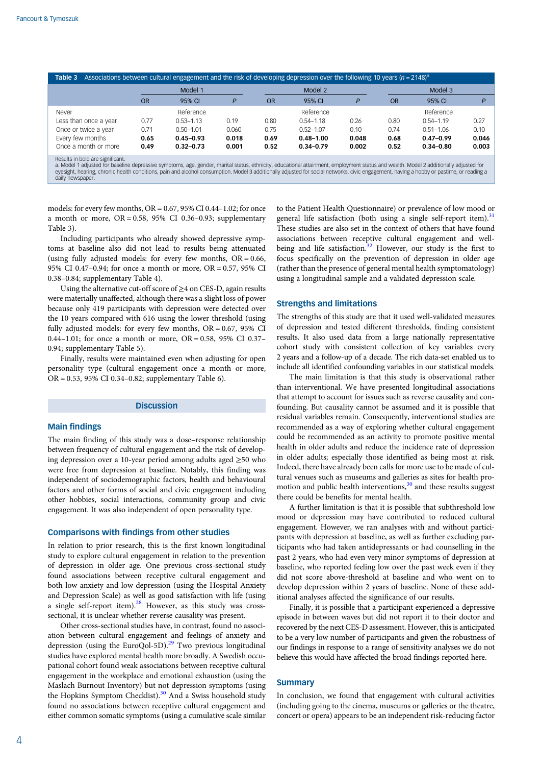**Table 3** Associations between cultural engagement and the risk of developing depression over the following 10 years ($n = 2148$)[a]

| | Model 1 | | | Model 2 | | | Model 3 | | |
|---|---|---|---|---|---|---|---|---|---|
| | OR | 95% CI | P | OR | 95% CI | P | OR | 95% CI | P |
| Never | | Reference | | | Reference | | | Reference | |
| Less than once a year | 0.77 | 0.53–1.13 | 0.19 | 0.80 | 0.54–1.18 | 0.26 | 0.80 | 0.54–1.19 | 0.27 |
| Once or twice a year | 0.71 | 0.50–1.01 | 0.060 | 0.75 | 0.52–1.07 | 0.10 | 0.74 | 0.51–1.06 | 0.10 |
| Every few months | **0.65** | **0.45–0.93** | **0.018** | **0.69** | **0.48–1.00** | **0.048** | **0.68** | **0.47–0.99** | **0.046** |
| Once a month or more | **0.49** | **0.32–0.73** | **0.001** | **0.52** | **0.34–0.79** | **0.002** | **0.52** | **0.34–0.80** | **0.003** |

Results in bold are significant.
a. Model 1 adjusted for baseline depressive symptoms, age, gender, marital status, ethnicity, educational attainment, employment status and wealth. Model 2 additionally adjusted for eyesight, hearing, chronic health conditions, pain and alcohol consumption. Model 3 additionally adjusted for social networks, civic engagement, having a hobby or pastime, or reading a daily newspaper.

models: for every few months, OR = 0.67, 95% CI 0.44–1.02; for once a month or more, OR = 0.58, 95% CI 0.36–0.93; supplementary Table 3).

Including participants who already showed depressive symptoms at baseline also did not lead to results being attenuated (using fully adjusted models: for every few months, OR = 0.66, 95% CI 0.47–0.94; for once a month or more, OR = 0.57, 95% CI 0.38–0.84; supplementary Table 4).

Using the alternative cut-off score of ≥4 on CES-D, again results were materially unaffected, although there was a slight loss of power because only 419 participants with depression were detected over the 10 years compared with 616 using the lower threshold (using fully adjusted models: for every few months, OR = 0.67, 95% CI 0.44–1.01; for once a month or more, OR = 0.58, 95% CI 0.37–0.94; supplementary Table 5).

Finally, results were maintained even when adjusting for open personality type (cultural engagement once a month or more, OR = 0.53, 95% CI 0.34–0.82; supplementary Table 6).

## Discussion

### Main findings

The main finding of this study was a dose–response relationship between frequency of cultural engagement and the risk of developing depression over a 10-year period among adults aged ≥50 who were free from depression at baseline. Notably, this finding was independent of sociodemographic factors, health and behavioural factors and other forms of social and civic engagement including other hobbies, social interactions, community group and civic engagement. It was also independent of open personality type.

### Comparisons with findings from other studies

In relation to prior research, this is the first known longitudinal study to explore cultural engagement in relation to the prevention of depression in older age. One previous cross-sectional study found associations between receptive cultural engagement and both low anxiety and low depression (using the Hospital Anxiety and Depression Scale) as well as good satisfaction with life (using a single self-report item).[28] However, as this study was cross-sectional, it is unclear whether reverse causality was present.

Other cross-sectional studies have, in contrast, found no association between cultural engagement and feelings of anxiety and depression (using the EuroQol-5D).[29] Two previous longitudinal studies have explored mental health more broadly. A Swedish occupational cohort found weak associations between receptive cultural engagement in the workplace and emotional exhaustion (using the Maslach Burnout Inventory) but not depression symptoms (using the Hopkins Symptom Checklist).[30] And a Swiss household study found no associations between receptive cultural engagement and either common somatic symptoms (using a cumulative scale similar to the Patient Health Questionnaire) or prevalence of low mood or general life satisfaction (both using a single self-report item).[31] These studies are also set in the context of others that have found associations between receptive cultural engagement and well-being and life satisfaction.[32] However, our study is the first to focus specifically on the prevention of depression in older age (rather than the presence of general mental health symptomatology) using a longitudinal sample and a validated depression scale.

### Strengths and limitations

The strengths of this study are that it used well-validated measures of depression and tested different thresholds, finding consistent results. It also used data from a large nationally representative cohort study with consistent collection of key variables every 2 years and a follow-up of a decade. The rich data-set enabled us to include all identified confounding variables in our statistical models.

The main limitation is that this study is observational rather than interventional. We have presented longitudinal associations that attempt to account for issues such as reverse causality and confounding. But causality cannot be assumed and it is possible that residual variables remain. Consequently, interventional studies are recommended as a way of exploring whether cultural engagement could be recommended as an activity to promote positive mental health in older adults and reduce the incidence rate of depression in older adults; especially those identified as being most at risk. Indeed, there have already been calls for more use to be made of cultural venues such as museums and galleries as sites for health promotion and public health interventions,[30] and these results suggest there could be benefits for mental health.

A further limitation is that it is possible that subthreshold low mood or depression may have contributed to reduced cultural engagement. However, we ran analyses with and without participants with depression at baseline, as well as further excluding participants who had taken antidepressants or had counselling in the past 2 years, who had even very minor symptoms of depression at baseline, who reported feeling low over the past week even if they did not score above-threshold at baseline and who went on to develop depression within 2 years of baseline. None of these additional analyses affected the significance of our results.

Finally, it is possible that a participant experienced a depressive episode in between waves but did not report it to their doctor and recovered by the next CES-D assessment. However, this is anticipated to be a very low number of participants and given the robustness of our findings in response to a range of sensitivity analyses we do not believe this would have affected the broad findings reported here.

### Summary

In conclusion, we found that engagement with cultural activities (including going to the cinema, museums or galleries or the theatre, concert or opera) appears to be an independent risk-reducing factor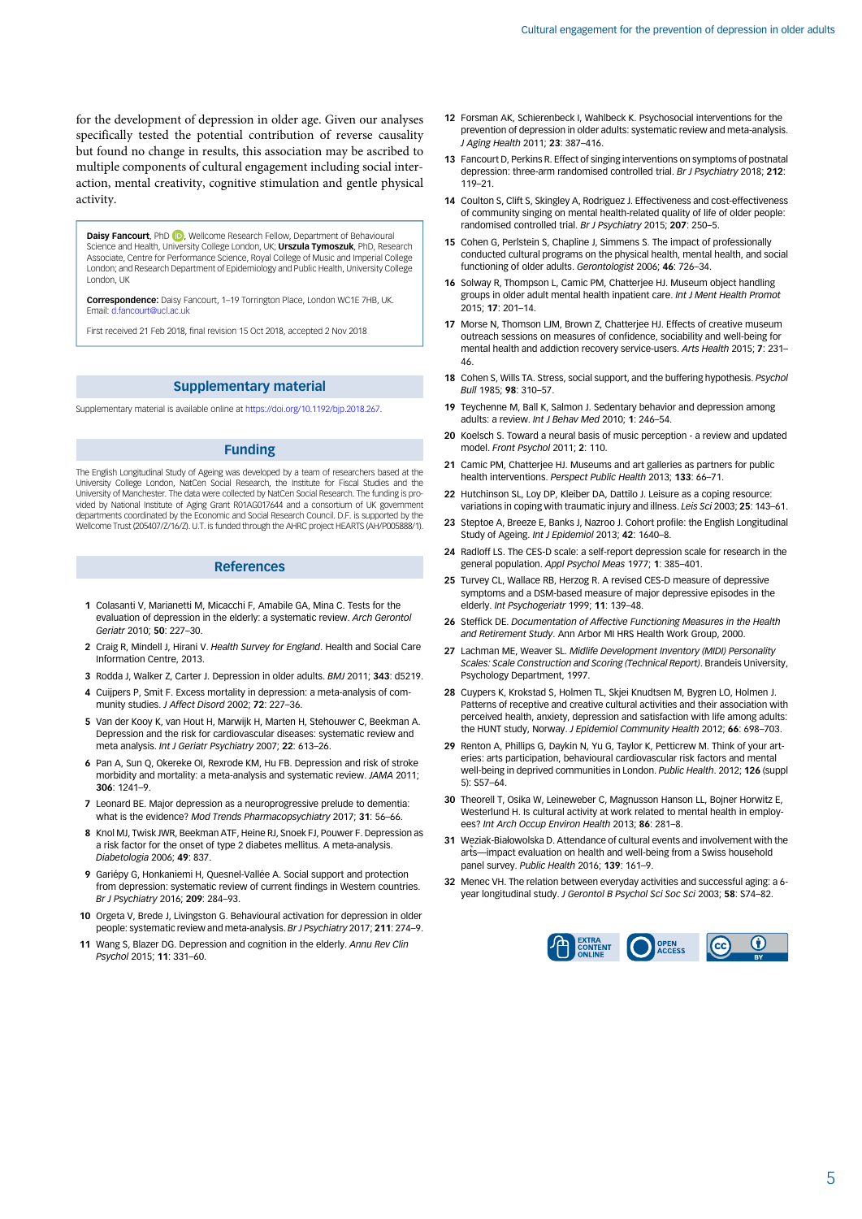for the development of depression in older age. Given our analyses specifically tested the potential contribution of reverse causality but found no change in results, this association may be ascribed to multiple components of cultural engagement including social interaction, mental creativity, cognitive stimulation and gentle physical activity.

**Daisy Fancourt**, PhD, Wellcome Research Fellow, Department of Behavioural Science and Health, University College London, UK; **Urszula Tymoszuk**, PhD, Research Associate, Centre for Performance Science, Royal College of Music and Imperial College London; and Research Department of Epidemiology and Public Health, University College London, UK

**Correspondence:** Daisy Fancourt, 1–19 Torrington Place, London WC1E 7HB, UK. Email: d.fancourt@ucl.ac.uk

First received 21 Feb 2018, final revision 15 Oct 2018, accepted 2 Nov 2018

## Supplementary material

Supplementary material is available online at https://doi.org/10.1192/bjp.2018.267.

## Funding

The English Longitudinal Study of Ageing was developed by a team of researchers based at the University College London, NatCen Social Research, the Institute for Fiscal Studies and the University of Manchester. The data were collected by NatCen Social Research. The funding is provided by National Institute of Aging Grant R01AG017644 and a consortium of UK government departments coordinated by the Economic and Social Research Council. D.F. is supported by the Wellcome Trust (205407/Z/16/Z). U.T. is funded through the AHRC project HEARTS (AH/P005888/1).

## References

1 Colasanti V, Marianetti M, Micacchi F, Amabile GA, Mina C. Tests for the evaluation of depression in the elderly: a systematic review. *Arch Gerontol Geriatr* 2010; **50**: 227–30.

2 Craig R, Mindell J, Hirani V. *Health Survey for England*. Health and Social Care Information Centre, 2013.

3 Rodda J, Walker Z, Carter J. Depression in older adults. *BMJ* 2011; **343**: d5219.

4 Cuijpers P, Smit F. Excess mortality in depression: a meta-analysis of community studies. *J Affect Disord* 2002; **72**: 227–36.

5 Van der Kooy K, van Hout H, Marwijk H, Marten H, Stehouwer C, Beekman A. Depression and the risk for cardiovascular diseases: systematic review and meta analysis. *Int J Geriatr Psychiatry* 2007; **22**: 613–26.

6 Pan A, Sun Q, Okereke OI, Rexrode KM, Hu FB. Depression and risk of stroke morbidity and mortality: a meta-analysis and systematic review. *JAMA* 2011; **306**: 1241–9.

7 Leonard BE. Major depression as a neuroprogressive prelude to dementia: what is the evidence? *Mod Trends Pharmacopsychiatry* 2017; **31**: 56–66.

8 Knol MJ, Twisk JWR, Beekman ATF, Heine RJ, Snoek FJ, Pouwer F. Depression as a risk factor for the onset of type 2 diabetes mellitus. A meta-analysis. *Diabetologia* 2006; **49**: 837.

9 Gariépy G, Honkaniemi H, Quesnel-Vallée A. Social support and protection from depression: systematic review of current findings in Western countries. *Br J Psychiatry* 2016; **209**: 284–93.

10 Orgeta V, Brede J, Livingston G. Behavioural activation for depression in older people: systematic review and meta-analysis. *Br J Psychiatry* 2017; **211**: 274–9.

11 Wang S, Blazer DG. Depression and cognition in the elderly. *Annu Rev Clin Psychol* 2015; **11**: 331–60.

12 Forsman AK, Schierenbeck I, Wahlbeck K. Psychosocial interventions for the prevention of depression in older adults: systematic review and meta-analysis. *J Aging Health* 2011; **23**: 387–416.

13 Fancourt D, Perkins R. Effect of singing interventions on symptoms of postnatal depression: three-arm randomised controlled trial. *Br J Psychiatry* 2018; **212**: 119–21.

14 Coulton S, Clift S, Skingley A, Rodriguez J. Effectiveness and cost-effectiveness of community singing on mental health-related quality of life of older people: randomised controlled trial. *Br J Psychiatry* 2015; **207**: 250–5.

15 Cohen G, Perlstein S, Chapline J, Simmens S. The impact of professionally conducted cultural programs on the physical health, mental health, and social functioning of older adults. *Gerontologist* 2006; **46**: 726–34.

16 Solway R, Thompson L, Camic PM, Chatterjee HJ. Museum object handling groups in older adult mental health inpatient care. *Int J Ment Health Promot* 2015; **17**: 201–14.

17 Morse N, Thomson LJM, Brown Z, Chatterjee HJ. Effects of creative museum outreach sessions on measures of confidence, sociability and well-being for mental health and addiction recovery service-users. *Arts Health* 2015; **7**: 231–46.

18 Cohen S, Wills TA. Stress, social support, and the buffering hypothesis. *Psychol Bull* 1985; **98**: 310–57.

19 Teychenne M, Ball K, Salmon J. Sedentary behavior and depression among adults: a review. *Int J Behav Med* 2010; **1**: 246–54.

20 Koelsch S. Toward a neural basis of music perception - a review and updated model. *Front Psychol* 2011; **2**: 110.

21 Camic PM, Chatterjee HJ. Museums and art galleries as partners for public health interventions. *Perspect Public Health* 2013; **133**: 66–71.

22 Hutchinson SL, Loy DP, Kleiber DA, Dattilo J. Leisure as a coping resource: variations in coping with traumatic injury and illness. *Leis Sci* 2003; **25**: 143–61.

23 Steptoe A, Breeze E, Banks J, Nazroo J. Cohort profile: the English Longitudinal Study of Ageing. *Int J Epidemiol* 2013; **42**: 1640–8.

24 Radloff LS. The CES-D scale: a self-report depression scale for research in the general population. *Appl Psychol Meas* 1977; **1**: 385–401.

25 Turvey CL, Wallace RB, Herzog R. A revised CES-D measure of depressive symptoms and a DSM-based measure of major depressive episodes in the elderly. *Int Psychogeriatr* 1999; **11**: 139–48.

26 Steffick DE. *Documentation of Affective Functioning Measures in the Health and Retirement Study*. Ann Arbor MI HRS Health Work Group, 2000.

27 Lachman ME, Weaver SL. *Midlife Development Inventory (MIDI) Personality Scales: Scale Construction and Scoring (Technical Report)*. Brandeis University, Psychology Department, 1997.

28 Cuypers K, Krokstad S, Holmen TL, Skjei Knudtsen M, Bygren LO, Holmen J. Patterns of receptive and creative cultural activities and their association with perceived health, anxiety, depression and satisfaction with life among adults: the HUNT study, Norway. *J Epidemiol Community Health* 2012; **66**: 698–703.

29 Renton A, Phillips G, Daykin N, Yu G, Taylor K, Petticrew M. Think of your arteries: arts participation, behavioural cardiovascular risk factors and mental well-being in deprived communities in London. *Public Health*. 2012; **126** (suppl 5): S57–64.

30 Theorell T, Osika W, Leineweber C, Magnusson Hanson LL, Bojner Horwitz E, Westerlund H. Is cultural activity at work related to mental health in employees? *Int Arch Occup Environ Health* 2013; **86**: 281–8.

31 Węziak-Białowolska D. Attendance of cultural events and involvement with the arts—impact evaluation on health and well-being from a Swiss household panel survey. *Public Health* 2016; **139**: 161–9.

32 Menec VH. The relation between everyday activities and successful aging: a 6-year longitudinal study. *J Gerontol B Psychol Sci Soc Sci* 2003; **58**: S74–82.